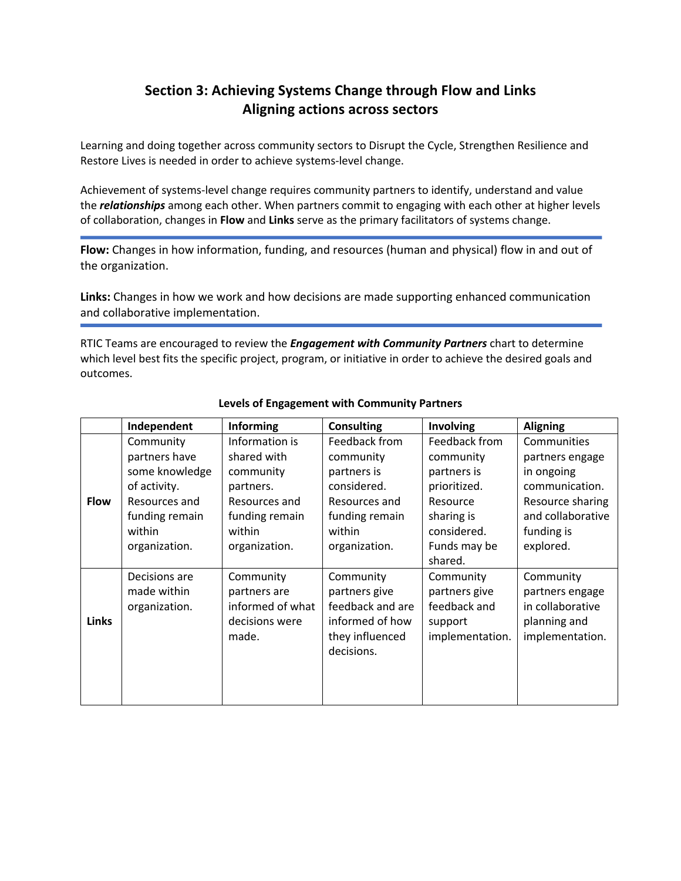# Section 3: Achieving Systems Change through Flow and Links
## Aligning actions across sectors

Learning and doing together across community sectors to Disrupt the Cycle, Strengthen Resilience and Restore Lives is needed in order to achieve systems-level change.

Achievement of systems-level change requires community partners to identify, understand and value the ***relationships*** among each other. When partners commit to engaging with each other at higher levels of collaboration, changes in **Flow** and **Links** serve as the primary facilitators of systems change.

---

**Flow:** Changes in how information, funding, and resources (human and physical) flow in and out of the organization.

**Links:** Changes in how we work and how decisions are made supporting enhanced communication and collaborative implementation.

---

RTIC Teams are encouraged to review the ***Engagement with Community Partners*** chart to determine which level best fits the specific project, program, or initiative in order to achieve the desired goals and outcomes.

**Levels of Engagement with Community Partners**

| | **Independent** | **Informing** | **Consulting** | **Involving** | **Aligning** |
|---|---|---|---|---|---|
| **Flow** | Community partners have some knowledge of activity. Resources and funding remain within organization. | Information is shared with community partners. Resources and funding remain within organization. | Feedback from community partners is considered. Resources and funding remain within organization. | Feedback from community partners is prioritized. Resource sharing is considered. Funds may be shared. | Communities partners engage in ongoing communication. Resource sharing and collaborative funding is explored. |
| **Links** | Decisions are made within organization. | Community partners are informed of what decisions were made. | Community partners give feedback and are informed of how they influenced decisions. | Community partners give feedback and support implementation. | Community partners engage in collaborative planning and implementation. |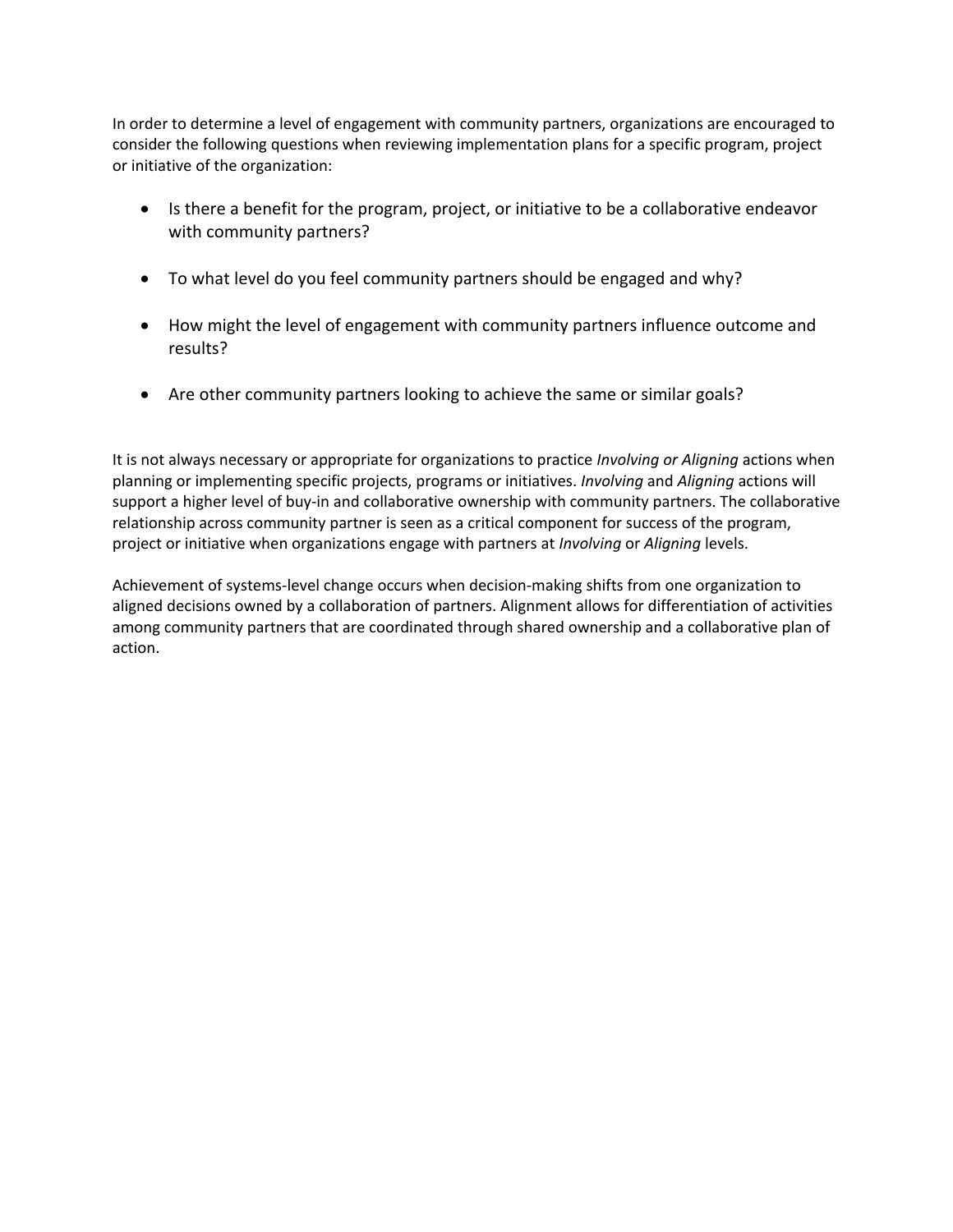In order to determine a level of engagement with community partners, organizations are encouraged to consider the following questions when reviewing implementation plans for a specific program, project or initiative of the organization:

- Is there a benefit for the program, project, or initiative to be a collaborative endeavor with community partners?
- To what level do you feel community partners should be engaged and why?
- How might the level of engagement with community partners influence outcome and results?
- Are other community partners looking to achieve the same or similar goals?

It is not always necessary or appropriate for organizations to practice *Involving or Aligning* actions when planning or implementing specific projects, programs or initiatives. *Involving* and *Aligning* actions will support a higher level of buy-in and collaborative ownership with community partners. The collaborative relationship across community partner is seen as a critical component for success of the program, project or initiative when organizations engage with partners at *Involving* or *Aligning* levels.

Achievement of systems-level change occurs when decision-making shifts from one organization to aligned decisions owned by a collaboration of partners. Alignment allows for differentiation of activities among community partners that are coordinated through shared ownership and a collaborative plan of action.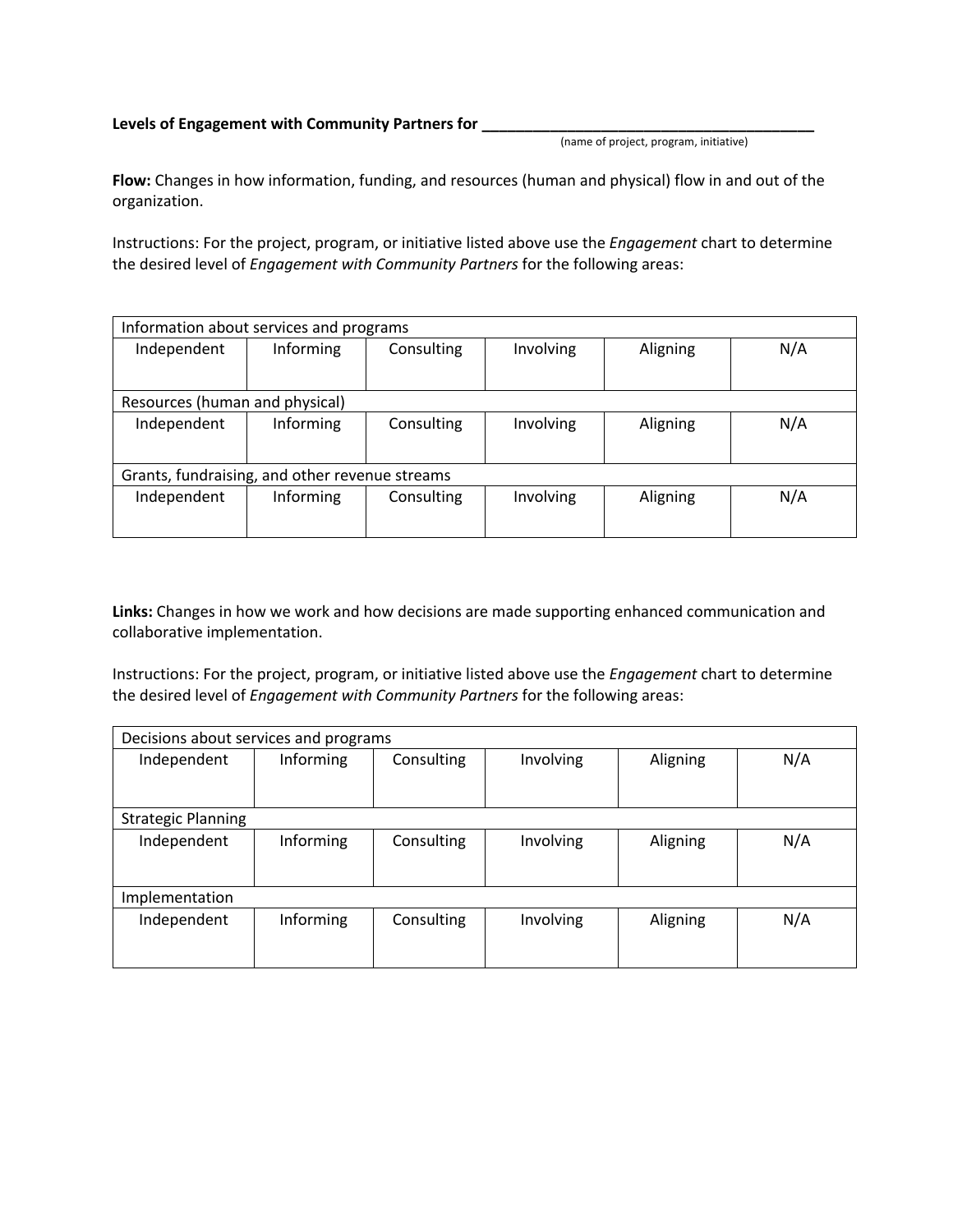**Levels of Engagement with Community Partners for \_\_\_\_\_\_\_\_\_\_\_\_\_\_\_\_\_\_\_\_\_\_\_\_\_\_\_\_\_\_\_\_\_\_\_\_\_\_\_\_**
(name of project, program, initiative)

**Flow:** Changes in how information, funding, and resources (human and physical) flow in and out of the organization.

Instructions: For the project, program, or initiative listed above use the *Engagement* chart to determine the desired level of *Engagement with Community Partners* for the following areas:

| Information about services and programs | | | | | |
|---|---|---|---|---|---|
| Independent | Informing | Consulting | Involving | Aligning | N/A |
| Resources (human and physical) | | | | | |
| Independent | Informing | Consulting | Involving | Aligning | N/A |
| Grants, fundraising, and other revenue streams | | | | | |
| Independent | Informing | Consulting | Involving | Aligning | N/A |

**Links:** Changes in how we work and how decisions are made supporting enhanced communication and collaborative implementation.

Instructions: For the project, program, or initiative listed above use the *Engagement* chart to determine the desired level of *Engagement with Community Partners* for the following areas:

| Decisions about services and programs | | | | | |
|---|---|---|---|---|---|
| Independent | Informing | Consulting | Involving | Aligning | N/A |
| Strategic Planning | | | | | |
| Independent | Informing | Consulting | Involving | Aligning | N/A |
| Implementation | | | | | |
| Independent | Informing | Consulting | Involving | Aligning | N/A |